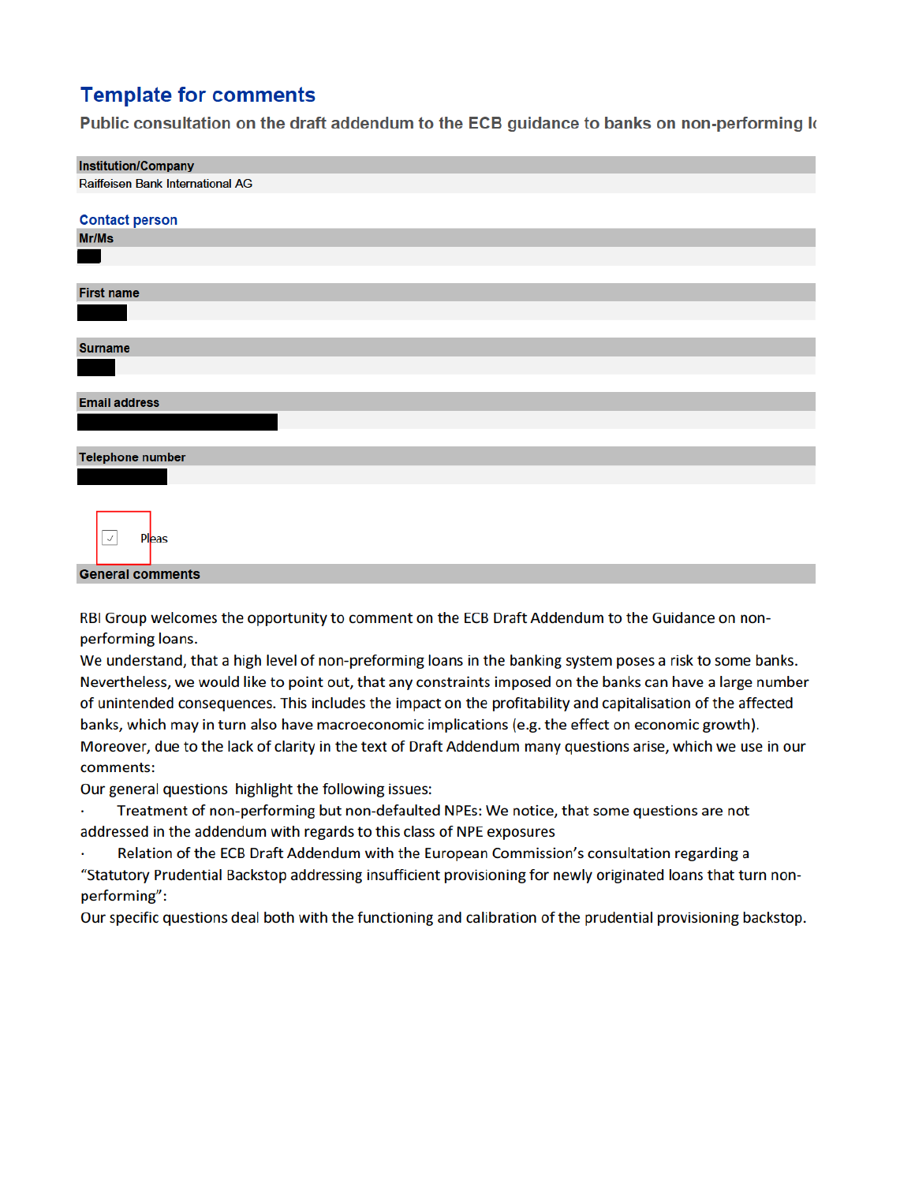# Template for comments

**Public consultation on the draft addendum to the ECB guidance to banks on non-performing l**

**Institution/Company**

Raiffeisen Bank International AG

## Contact person

**Mr/Ms**

**First name**

**Surname**

**Email address**

**Telephone number**

☑ Pleas

**General comments**

RBI Group welcomes the opportunity to comment on the ECB Draft Addendum to the Guidance on non-performing loans.

We understand, that a high level of non-preforming loans in the banking system poses a risk to some banks. Nevertheless, we would like to point out, that any constraints imposed on the banks can have a large number of unintended consequences. This includes the impact on the profitability and capitalisation of the affected banks, which may in turn also have macroeconomic implications (e.g. the effect on economic growth).

Moreover, due to the lack of clarity in the text of Draft Addendum many questions arise, which we use in our comments:

Our general questions highlight the following issues:

- Treatment of non-performing but non-defaulted NPEs: We notice, that some questions are not addressed in the addendum with regards to this class of NPE exposures
- Relation of the ECB Draft Addendum with the European Commission's consultation regarding a "Statutory Prudential Backstop addressing insufficient provisioning for newly originated loans that turn non-performing":

Our specific questions deal both with the functioning and calibration of the prudential provisioning backstop.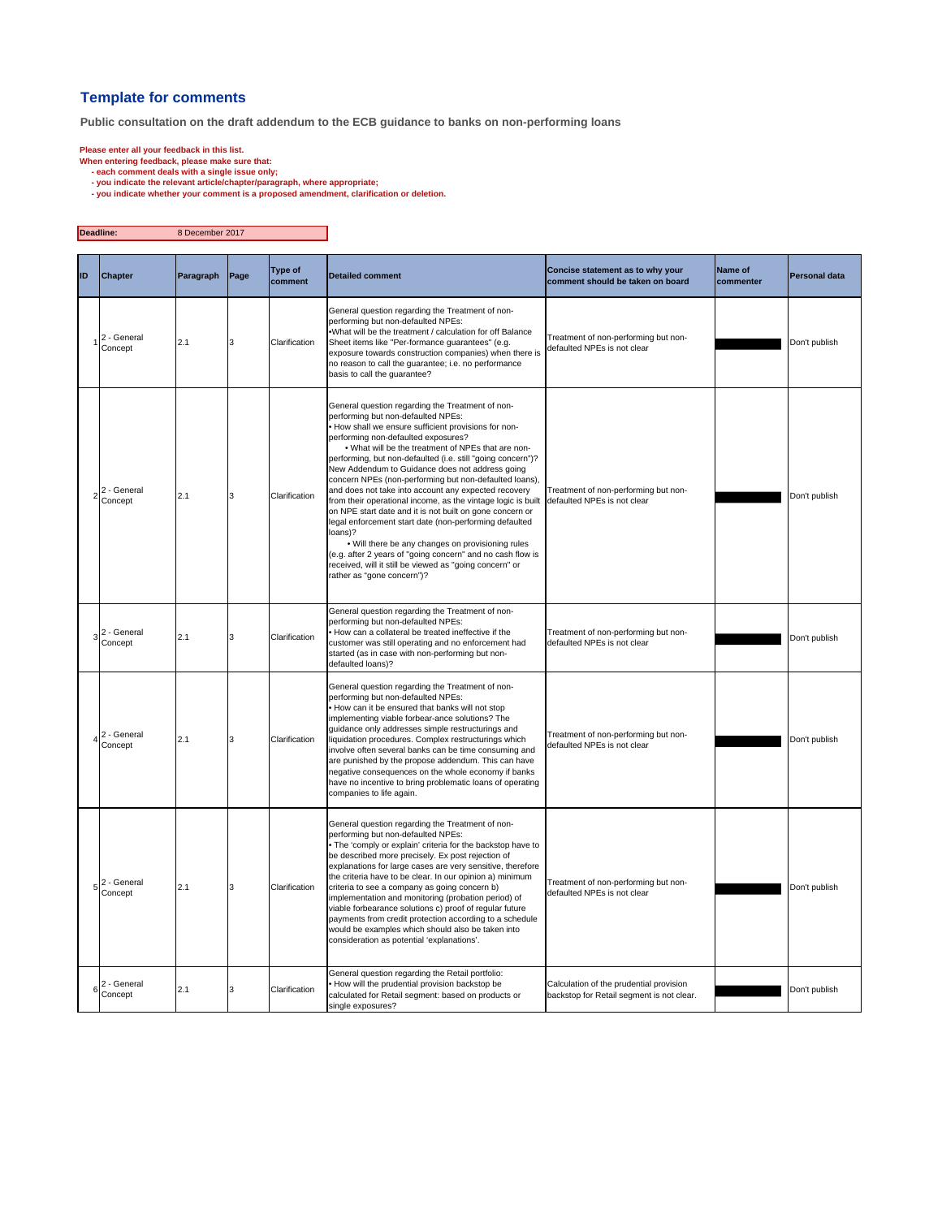# Template for comments

**Public consultation on the draft addendum to the ECB guidance to banks on non-performing loans**

**Please enter all your feedback in this list.**
**When entering feedback, please make sure that:**
**- each comment deals with a single issue only;**
**- you indicate the relevant article/chapter/paragraph, where appropriate;**
**- you indicate whether your comment is a proposed amendment, clarification or deletion.**

| **Deadline:** | 8 December 2017 |
|---|---|

| ID | Chapter | Paragraph | Page | Type of comment | Detailed comment | Concise statement as to why your comment should be taken on board | Name of commenter | Personal data |
|---|---|---|---|---|---|---|---|---|
| 1 | 2 - General Concept | 2.1 | 3 | Clarification | General question regarding the Treatment of non-performing but non-defaulted NPEs:<br>•What will be the treatment / calculation for off Balance Sheet items like "Per-formance guarantees" (e.g. exposure towards construction companies) when there is no reason to call the guarantee; i.e. no performance basis to call the guarantee? | Treatment of non-performing but non-defaulted NPEs is not clear | | Don't publish |
| 2 | 2 - General Concept | 2.1 | 3 | Clarification | General question regarding the Treatment of non-performing but non-defaulted NPEs:<br>• How shall we ensure sufficient provisions for non-performing non-defaulted exposures?<br>• What will be the treatment of NPEs that are non-performing, but non-defaulted (i.e. still "going concern")? New Addendum to Guidance does not address going concern NPEs (non-performing but non-defaulted loans), and does not take into account any expected recovery from their operational income, as the vintage logic is built on NPE start date and it is not built on gone concern or legal enforcement start date (non-performing defaulted loans)?<br>• Will there be any changes on provisioning rules (e.g. after 2 years of "going concern" and no cash flow is received, will it still be viewed as "going concern" or rather as "gone concern")? | Treatment of non-performing but non-defaulted NPEs is not clear | | Don't publish |
| 3 | 2 - General Concept | 2.1 | 3 | Clarification | General question regarding the Treatment of non-performing but non-defaulted NPEs:<br>• How can a collateral be treated ineffective if the customer was still operating and no enforcement had started (as in case with non-performing but non-defaulted loans)? | Treatment of non-performing but non-defaulted NPEs is not clear | | Don't publish |
| 4 | 2 - General Concept | 2.1 | 3 | Clarification | General question regarding the Treatment of non-performing but non-defaulted NPEs:<br>• How can it be ensured that banks will not stop implementing viable forbear-ance solutions? The guidance only addresses simple restructurings and liquidation procedures. Complex restructurings which involve often several banks can be time consuming and are punished by the propose addendum. This can have negative consequences on the whole economy if banks have no incentive to bring problematic loans of operating companies to life again. | Treatment of non-performing but non-defaulted NPEs is not clear | | Don't publish |
| 5 | 2 - General Concept | 2.1 | 3 | Clarification | General question regarding the Treatment of non-performing but non-defaulted NPEs:<br>• The 'comply or explain' criteria for the backstop have to be described more precisely. Ex post rejection of explanations for large cases are very sensitive, therefore the criteria have to be clear. In our opinion a) minimum criteria to see a company as going concern b) implementation and monitoring (probation period) of viable forbearance solutions c) proof of regular future payments from credit protection according to a schedule would be examples which should also be taken into consideration as potential 'explanations'. | Treatment of non-performing but non-defaulted NPEs is not clear | | Don't publish |
| 6 | 2 - General Concept | 2.1 | 3 | Clarification | General question regarding the Retail portfolio:<br>• How will the prudential provision backstop be calculated for Retail segment: based on products or single exposures? | Calculation of the prudential provision backstop for Retail segment is not clear. | | Don't publish |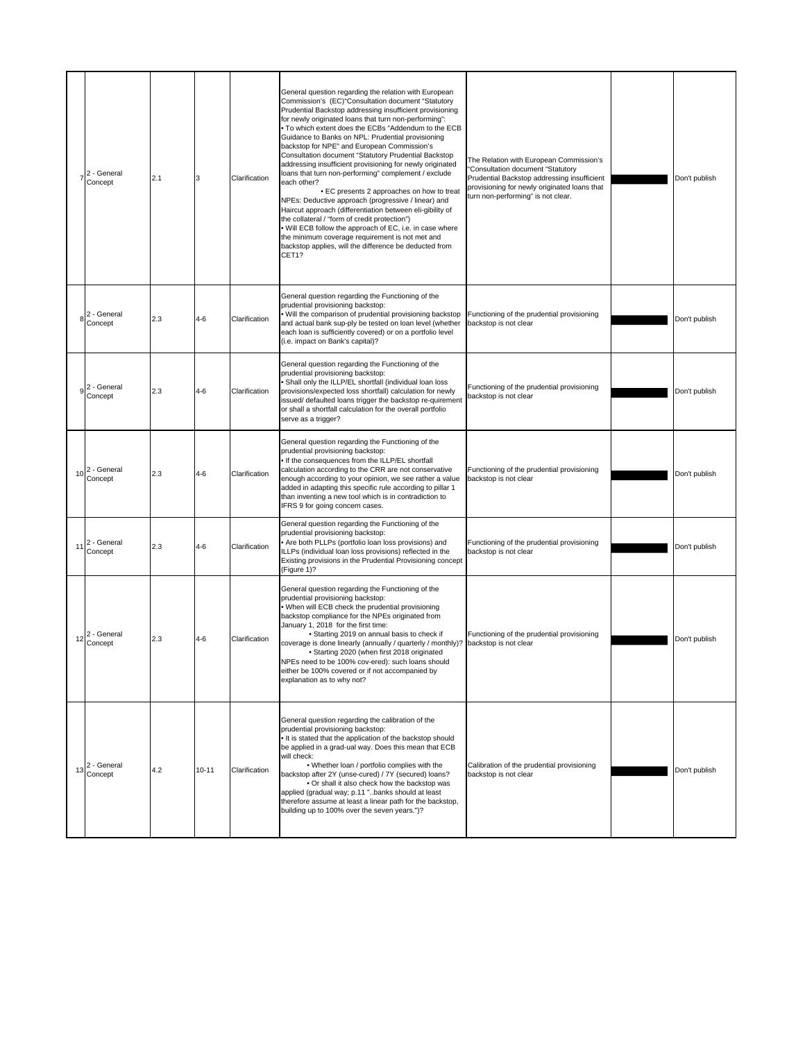| | | | | | | | | |
|---|---|---|---|---|---|---|---|---|
| 7 | 2 - General Concept | 2.1 | 3 | Clarification | General question regarding the relation with European Commission's (EC)"Consultation document "Statutory Prudential Backstop addressing insufficient provisioning for newly originated loans that turn non-performing":<br>• To which extent does the ECBs "Addendum to the ECB Guidance to Banks on NPL: Prudential provisioning backstop for NPE" and European Commission's Consultation document "Statutory Prudential Backstop addressing insufficient provisioning for newly originated loans that turn non-performing" complement / exclude each other?<br>• EC presents 2 approaches on how to treat NPEs: Deductive approach (progressive / linear) and Haircut approach (differentiation between eli-gibility of the collateral / "form of credit protection")<br>• Will ECB follow the approach of EC, i.e. in case where the minimum coverage requirement is not met and backstop applies, will the difference be deducted from CET1? | The Relation with European Commission's "Consultation document "Statutory Prudential Backstop addressing insufficient provisioning for newly originated loans that turn non-performing" is not clear. | | Don't publish |
| 8 | 2 - General Concept | 2.3 | 4-6 | Clarification | General question regarding the Functioning of the prudential provisioning backstop:<br>• Will the comparison of prudential provisioning backstop and actual bank sup-ply be tested on loan level (whether each loan is sufficiently covered) or on a portfolio level (i.e. impact on Bank's capital)? | Functioning of the prudential provisioning backstop is not clear | | Don't publish |
| 9 | 2 - General Concept | 2.3 | 4-6 | Clarification | General question regarding the Functioning of the prudential provisioning backstop:<br>• Shall only the ILLP/EL shortfall (individual loan loss provisions/expected loss shortfall) calculation for newly issued/ defaulted loans trigger the backstop re-quirement or shall a shortfall calculation for the overall portfolio serve as a trigger? | Functioning of the prudential provisioning backstop is not clear | | Don't publish |
| 10 | 2 - General Concept | 2.3 | 4-6 | Clarification | General question regarding the Functioning of the prudential provisioning backstop:<br>• If the consequences from the ILLP/EL shortfall calculation according to the CRR are not conservative enough according to your opinion, we see rather a value added in adapting this specific rule according to pillar 1 than inventing a new tool which is in contradiction to IFRS 9 for going concern cases. | Functioning of the prudential provisioning backstop is not clear | | Don't publish |
| 11 | 2 - General Concept | 2.3 | 4-6 | Clarification | General question regarding the Functioning of the prudential provisioning backstop:<br>• Are both PLLPs (portfolio loan loss provisions) and ILLPs (individual loan loss provisions) reflected in the Existing provisions in the Prudential Provisioning concept (Figure 1)? | Functioning of the prudential provisioning backstop is not clear | | Don't publish |
| 12 | 2 - General Concept | 2.3 | 4-6 | Clarification | General question regarding the Functioning of the prudential provisioning backstop:<br>• When will ECB check the prudential provisioning backstop compliance for the NPEs originated from January 1, 2018 for the first time:<br>• Starting 2019 on annual basis to check if coverage is done linearly (annually / quarterly / monthly)?<br>• Starting 2020 (when first 2018 originated NPEs need to be 100% cov-ered): such loans should either be 100% covered or if not accompanied by explanation as to why not? | Functioning of the prudential provisioning backstop is not clear | | Don't publish |
| 13 | 2 - General Concept | 4.2 | 10-11 | Clarification | General question regarding the calibration of the prudential provisioning backstop:<br>• It is stated that the application of the backstop should be applied in a grad-ual way. Does this mean that ECB will check:<br>• Whether loan / portfolio complies with the backstop after 2Y (unse-cured) / 7Y (secured) loans?<br>• Or shall it also check how the backstop was applied (gradual way; p.11 "..banks should at least therefore assume at least a linear path for the backstop, building up to 100% over the seven years.")? | Calibration of the prudential provisioning backstop is not clear | | Don't publish |